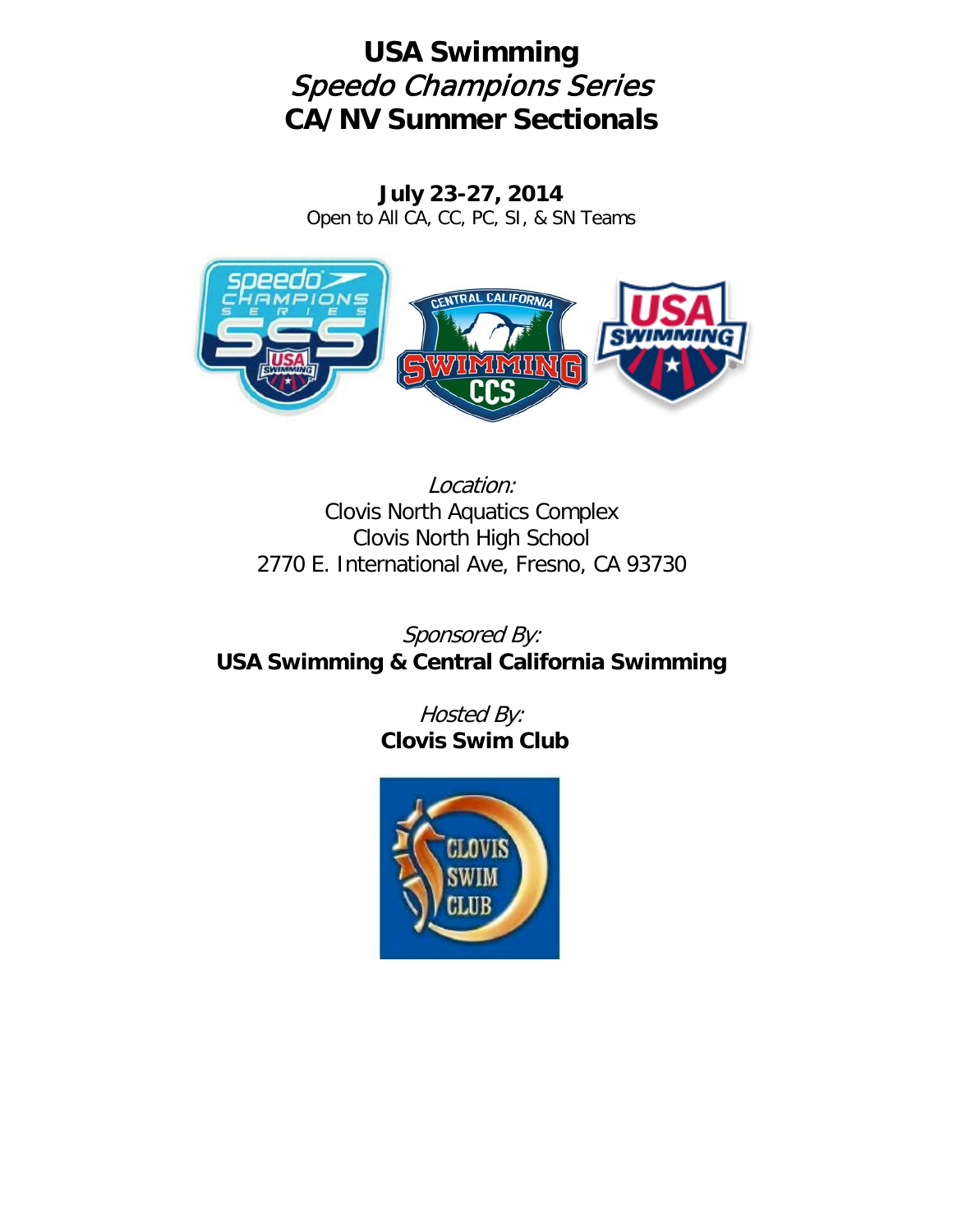# USA Swimming

## *Speedo Champions Series*

## CA/NV Summer Sectionals

**July 23-27, 2014**

Open to All CA, CC, PC, SI, & SN Teams

*Location:*

Clovis North Aquatics Complex

Clovis North High School

2770 E. International Ave, Fresno, CA 93730

*Sponsored By:*

**USA Swimming & Central California Swimming**

*Hosted By:*

**Clovis Swim Club**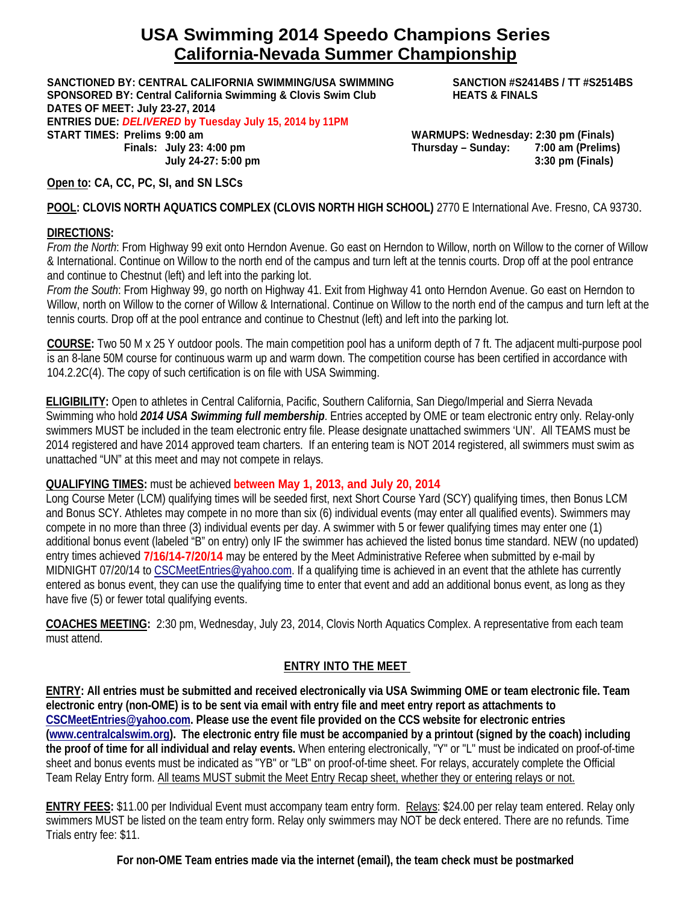# USA Swimming 2014 Speedo Champions Series
## California-Nevada Summer Championship

**SANCTIONED BY: CENTRAL CALIFORNIA SWIMMING/USA SWIMMING**
**SANCTION #S2414BS / TT #S2514BS**
**SPONSORED BY: Central California Swimming & Clovis Swim Club**
**HEATS & FINALS**
**DATES OF MEET: July 23-27, 2014**
**ENTRIES DUE: *DELIVERED* by Tuesday July 15, 2014 by 11PM**

**START TIMES: Prelims 9:00 am**
**Finals: July 23: 4:00 pm**
**July 24-27: 5:00 pm**

**WARMUPS: Wednesday: 2:30 pm (Finals)**
**Thursday – Sunday: 7:00 am (Prelims)**
**3:30 pm (Finals)**

**Open to: CA, CC, PC, SI, and SN LSCs**

**POOL: CLOVIS NORTH AQUATICS COMPLEX (CLOVIS NORTH HIGH SCHOOL)** 2770 E International Ave. Fresno, CA 93730.

**DIRECTIONS:**
*From the North*: From Highway 99 exit onto Herndon Avenue. Go east on Herndon to Willow, north on Willow to the corner of Willow & International. Continue on Willow to the north end of the campus and turn left at the tennis courts. Drop off at the pool entrance and continue to Chestnut (left) and left into the parking lot.
*From the South*: From Highway 99, go north on Highway 41. Exit from Highway 41 onto Herndon Avenue. Go east on Herndon to Willow, north on Willow to the corner of Willow & International. Continue on Willow to the north end of the campus and turn left at the tennis courts. Drop off at the pool entrance and continue to Chestnut (left) and left into the parking lot.

**COURSE:** Two 50 M x 25 Y outdoor pools. The main competition pool has a uniform depth of 7 ft. The adjacent multi-purpose pool is an 8-lane 50M course for continuous warm up and warm down. The competition course has been certified in accordance with 104.2.2C(4). The copy of such certification is on file with USA Swimming.

**ELIGIBILITY:** Open to athletes in Central California, Pacific, Southern California, San Diego/Imperial and Sierra Nevada Swimming who hold ***2014 USA Swimming full membership***. Entries accepted by OME or team electronic entry only. Relay-only swimmers MUST be included in the team electronic entry file. Please designate unattached swimmers 'UN'. All TEAMS must be 2014 registered and have 2014 approved team charters. If an entering team is NOT 2014 registered, all swimmers must swim as unattached "UN" at this meet and may not compete in relays.

**QUALIFYING TIMES:** must be achieved **between May 1, 2013, and July 20, 2014**
Long Course Meter (LCM) qualifying times will be seeded first, next Short Course Yard (SCY) qualifying times, then Bonus LCM and Bonus SCY. Athletes may compete in no more than six (6) individual events (may enter all qualified events). Swimmers may compete in no more than three (3) individual events per day. A swimmer with 5 or fewer qualifying times may enter one (1) additional bonus event (labeled "B" on entry) only IF the swimmer has achieved the listed bonus time standard. NEW (no updated) entry times achieved **7/16/14-7/20/14** may be entered by the Meet Administrative Referee when submitted by e-mail by MIDNIGHT 07/20/14 to CSCMeetEntries@yahoo.com. If a qualifying time is achieved in an event that the athlete has currently entered as bonus event, they can use the qualifying time to enter that event and add an additional bonus event, as long as they have five (5) or fewer total qualifying events.

**COACHES MEETING:** 2:30 pm, Wednesday, July 23, 2014, Clovis North Aquatics Complex. A representative from each team must attend.

## ENTRY INTO THE MEET

**ENTRY: All entries must be submitted and received electronically via USA Swimming OME or team electronic file. Team electronic entry (non-OME) is to be sent via email with entry file and meet entry report as attachments to CSCMeetEntries@yahoo.com. Please use the event file provided on the CCS website for electronic entries (www.centralcalswim.org). The electronic entry file must be accompanied by a printout (signed by the coach) including the proof of time for all individual and relay events.** When entering electronically, "Y" or "L" must be indicated on proof-of-time sheet and bonus events must be indicated as "YB" or "LB" on proof-of-time sheet. For relays, accurately complete the Official Team Relay Entry form. All teams MUST submit the Meet Entry Recap sheet, whether they or entering relays or not.

**ENTRY FEES:** $11.00 per Individual Event must accompany team entry form. Relays: $24.00 per relay team entered. Relay only swimmers MUST be listed on the team entry form. Relay only swimmers may NOT be deck entered. There are no refunds. Time Trials entry fee: $11.

**For non-OME Team entries made via the internet (email), the team check must be postmarked**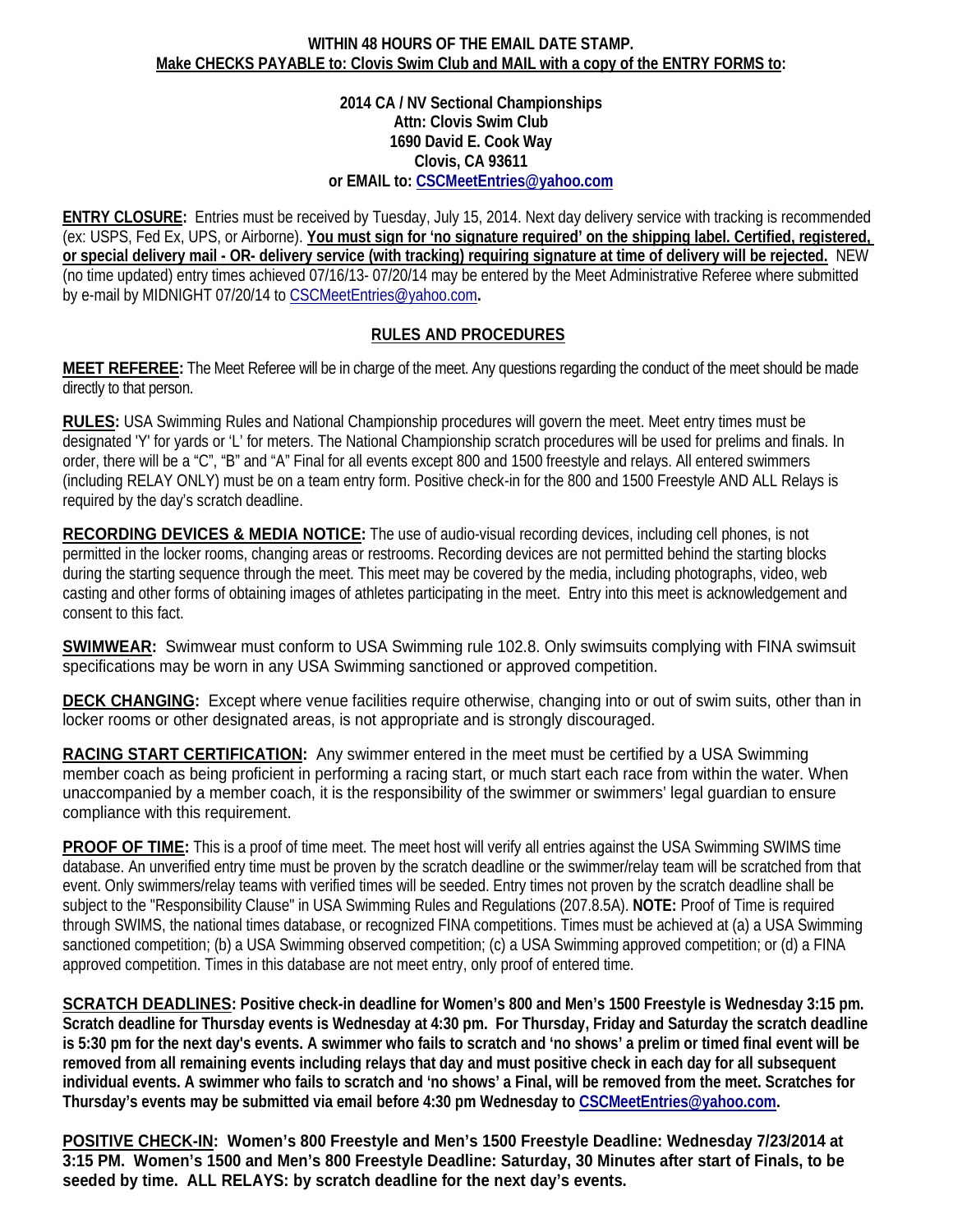**WITHIN 48 HOURS OF THE EMAIL DATE STAMP.**
**Make CHECKS PAYABLE to: Clovis Swim Club and MAIL with a copy of the ENTRY FORMS to:**

**2014 CA / NV Sectional Championships**
**Attn: Clovis Swim Club**
**1690 David E. Cook Way**
**Clovis, CA 93611**
**or EMAIL to: CSCMeetEntries@yahoo.com**

**ENTRY CLOSURE:** Entries must be received by Tuesday, July 15, 2014. Next day delivery service with tracking is recommended (ex: USPS, Fed Ex, UPS, or Airborne). **You must sign for 'no signature required' on the shipping label. Certified, registered, or special delivery mail - OR- delivery service (with tracking) requiring signature at time of delivery will be rejected.** NEW (no time updated) entry times achieved 07/16/13- 07/20/14 may be entered by the Meet Administrative Referee where submitted by e-mail by MIDNIGHT 07/20/14 to CSCMeetEntries@yahoo.com**.**

## RULES AND PROCEDURES

**MEET REFEREE:** The Meet Referee will be in charge of the meet. Any questions regarding the conduct of the meet should be made directly to that person.

**RULES:** USA Swimming Rules and National Championship procedures will govern the meet. Meet entry times must be designated 'Y' for yards or 'L' for meters. The National Championship scratch procedures will be used for prelims and finals. In order, there will be a "C", "B" and "A" Final for all events except 800 and 1500 freestyle and relays. All entered swimmers (including RELAY ONLY) must be on a team entry form. Positive check-in for the 800 and 1500 Freestyle AND ALL Relays is required by the day's scratch deadline.

**RECORDING DEVICES & MEDIA NOTICE:** The use of audio-visual recording devices, including cell phones, is not permitted in the locker rooms, changing areas or restrooms. Recording devices are not permitted behind the starting blocks during the starting sequence through the meet. This meet may be covered by the media, including photographs, video, web casting and other forms of obtaining images of athletes participating in the meet. Entry into this meet is acknowledgement and consent to this fact.

**SWIMWEAR:** Swimwear must conform to USA Swimming rule 102.8. Only swimsuits complying with FINA swimsuit specifications may be worn in any USA Swimming sanctioned or approved competition.

**DECK CHANGING:** Except where venue facilities require otherwise, changing into or out of swim suits, other than in locker rooms or other designated areas, is not appropriate and is strongly discouraged.

**RACING START CERTIFICATION:** Any swimmer entered in the meet must be certified by a USA Swimming member coach as being proficient in performing a racing start, or much start each race from within the water. When unaccompanied by a member coach, it is the responsibility of the swimmer or swimmers' legal guardian to ensure compliance with this requirement.

**PROOF OF TIME:** This is a proof of time meet. The meet host will verify all entries against the USA Swimming SWIMS time database. An unverified entry time must be proven by the scratch deadline or the swimmer/relay team will be scratched from that event. Only swimmers/relay teams with verified times will be seeded. Entry times not proven by the scratch deadline shall be subject to the "Responsibility Clause" in USA Swimming Rules and Regulations (207.8.5A). **NOTE:** Proof of Time is required through SWIMS, the national times database, or recognized FINA competitions. Times must be achieved at (a) a USA Swimming sanctioned competition; (b) a USA Swimming observed competition; (c) a USA Swimming approved competition; or (d) a FINA approved competition. Times in this database are not meet entry, only proof of entered time.

**SCRATCH DEADLINES: Positive check-in deadline for Women's 800 and Men's 1500 Freestyle is Wednesday 3:15 pm. Scratch deadline for Thursday events is Wednesday at 4:30 pm. For Thursday, Friday and Saturday the scratch deadline is 5:30 pm for the next day's events. A swimmer who fails to scratch and 'no shows' a prelim or timed final event will be removed from all remaining events including relays that day and must positive check in each day for all subsequent individual events. A swimmer who fails to scratch and 'no shows' a Final, will be removed from the meet. Scratches for Thursday's events may be submitted via email before 4:30 pm Wednesday to CSCMeetEntries@yahoo.com.**

**POSITIVE CHECK-IN: Women's 800 Freestyle and Men's 1500 Freestyle Deadline: Wednesday 7/23/2014 at 3:15 PM. Women's 1500 and Men's 800 Freestyle Deadline: Saturday, 30 Minutes after start of Finals, to be seeded by time. ALL RELAYS: by scratch deadline for the next day's events.**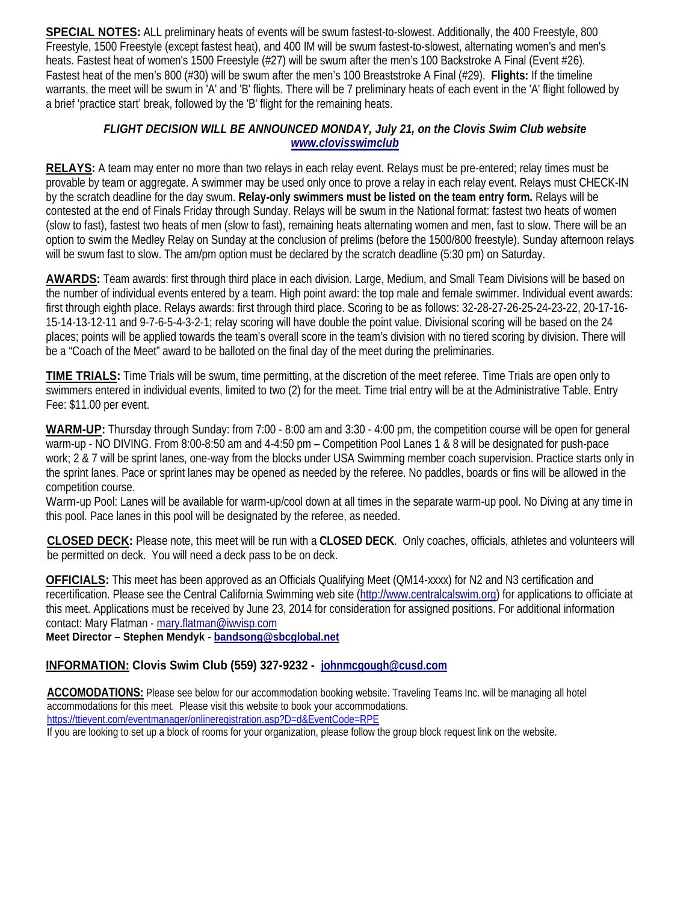**SPECIAL NOTES:** ALL preliminary heats of events will be swum fastest-to-slowest. Additionally, the 400 Freestyle, 800 Freestyle, 1500 Freestyle (except fastest heat), and 400 IM will be swum fastest-to-slowest, alternating women's and men's heats. Fastest heat of women's 1500 Freestyle (#27) will be swum after the men's 100 Backstroke A Final (Event #26). Fastest heat of the men's 800 (#30) will be swum after the men's 100 Breaststroke A Final (#29). **Flights:** If the timeline warrants, the meet will be swum in 'A' and 'B' flights. There will be 7 preliminary heats of each event in the 'A' flight followed by a brief 'practice start' break, followed by the 'B' flight for the remaining heats.

***FLIGHT DECISION WILL BE ANNOUNCED MONDAY, July 21, on the Clovis Swim Club website [www.clovisswimclub](www.clovisswimclub)***

**RELAYS:** A team may enter no more than two relays in each relay event. Relays must be pre-entered; relay times must be provable by team or aggregate. A swimmer may be used only once to prove a relay in each relay event. Relays must CHECK-IN by the scratch deadline for the day swum. **Relay-only swimmers must be listed on the team entry form.** Relays will be contested at the end of Finals Friday through Sunday. Relays will be swum in the National format: fastest two heats of women (slow to fast), fastest two heats of men (slow to fast), remaining heats alternating women and men, fast to slow. There will be an option to swim the Medley Relay on Sunday at the conclusion of prelims (before the 1500/800 freestyle). Sunday afternoon relays will be swum fast to slow. The am/pm option must be declared by the scratch deadline (5:30 pm) on Saturday.

**AWARDS:** Team awards: first through third place in each division. Large, Medium, and Small Team Divisions will be based on the number of individual events entered by a team. High point award: the top male and female swimmer. Individual event awards: first through eighth place. Relays awards: first through third place. Scoring to be as follows: 32-28-27-26-25-24-23-22, 20-17-16-15-14-13-12-11 and 9-7-6-5-4-3-2-1; relay scoring will have double the point value. Divisional scoring will be based on the 24 places; points will be applied towards the team's overall score in the team's division with no tiered scoring by division. There will be a "Coach of the Meet" award to be balloted on the final day of the meet during the preliminaries.

**TIME TRIALS:** Time Trials will be swum, time permitting, at the discretion of the meet referee. Time Trials are open only to swimmers entered in individual events, limited to two (2) for the meet. Time trial entry will be at the Administrative Table. Entry Fee: $11.00 per event.

**WARM-UP:** Thursday through Sunday: from 7:00 - 8:00 am and 3:30 - 4:00 pm, the competition course will be open for general warm-up - NO DIVING. From 8:00-8:50 am and 4-4:50 pm – Competition Pool Lanes 1 & 8 will be designated for push-pace work; 2 & 7 will be sprint lanes, one-way from the blocks under USA Swimming member coach supervision. Practice starts only in the sprint lanes. Pace or sprint lanes may be opened as needed by the referee. No paddles, boards or fins will be allowed in the competition course.
Warm-up Pool: Lanes will be available for warm-up/cool down at all times in the separate warm-up pool. No Diving at any time in this pool. Pace lanes in this pool will be designated by the referee, as needed.

**CLOSED DECK:** Please note, this meet will be run with a **CLOSED DECK**. Only coaches, officials, athletes and volunteers will be permitted on deck. You will need a deck pass to be on deck.

**OFFICIALS:** This meet has been approved as an Officials Qualifying Meet (QM14-xxxx) for N2 and N3 certification and recertification. Please see the Central California Swimming web site (http://www.centralcalswim.org) for applications to officiate at this meet. Applications must be received by June 23, 2014 for consideration for assigned positions. For additional information contact: Mary Flatman - mary.flatman@iwvisp.com
**Meet Director – Stephen Mendyk - bandsong@sbcglobal.net**

**INFORMATION: Clovis Swim Club (559) 327-9232 - johnmcgough@cusd.com**

**ACCOMODATIONS:** Please see below for our accommodation booking website. Traveling Teams Inc. will be managing all hotel accommodations for this meet. Please visit this website to book your accommodations.
https://ttievent.com/eventmanager/onlineregistration.asp?D=d&EventCode=RPE
If you are looking to set up a block of rooms for your organization, please follow the group block request link on the website.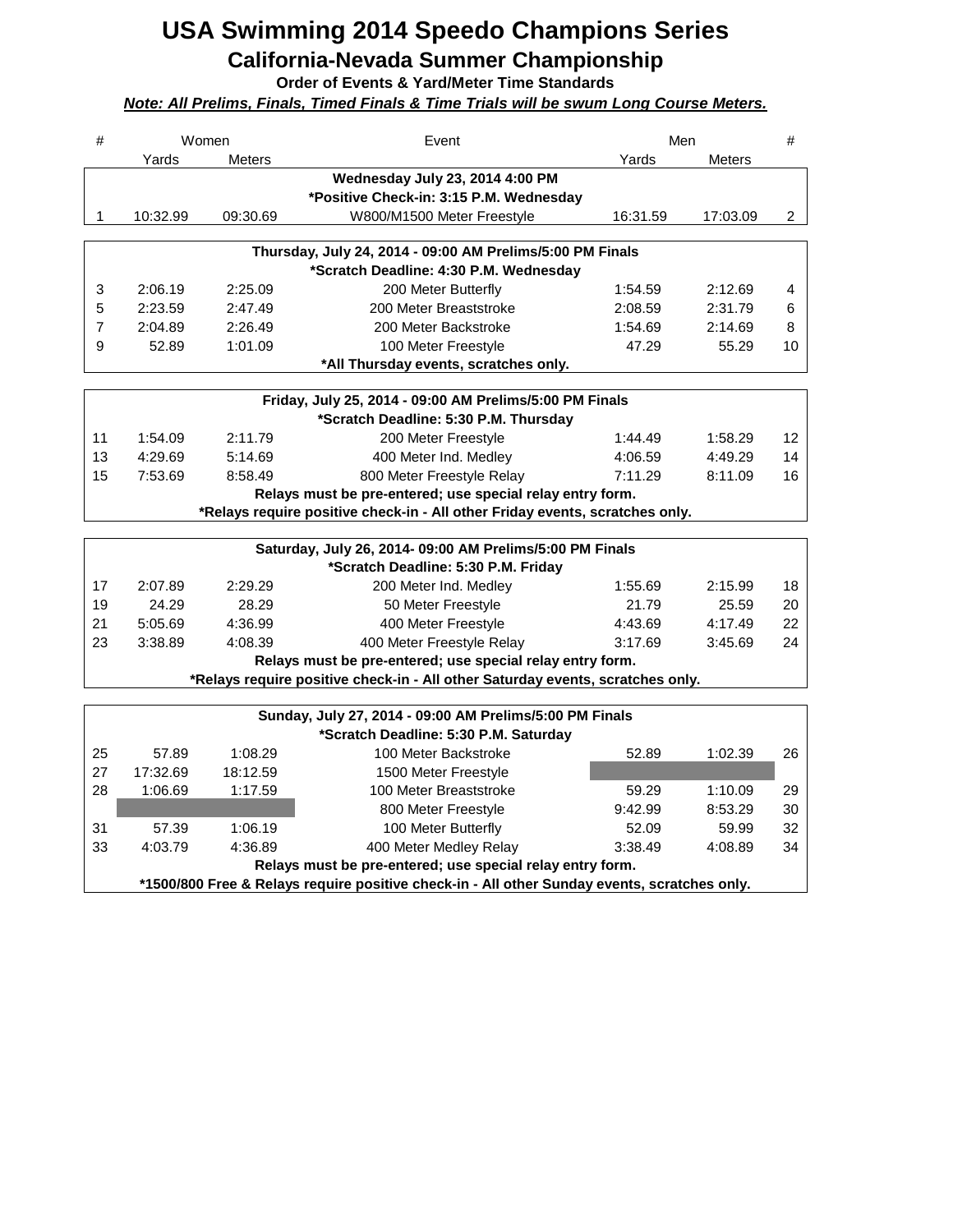# USA Swimming 2014 Speedo Champions Series

## California-Nevada Summer Championship

**Order of Events & Yard/Meter Time Standards**

***Note: All Prelims, Finals, Timed Finals & Time Trials will be swum Long Course Meters.***

| # | Women Yards | Women Meters | Event | Men Yards | Men Meters | # |
|---|---|---|---|---|---|---|
| | | | **Wednesday July 23, 2014 4:00 PM** | | | |
| | | | ***Positive Check-in: 3:15 P.M. Wednesday** | | | |
| 1 | 10:32.99 | 09:30.69 | W800/M1500 Meter Freestyle | 16:31.59 | 17:03.09 | 2 |
| | | | **Thursday, July 24, 2014 - 09:00 AM Prelims/5:00 PM Finals** | | | |
| | | | ***Scratch Deadline: 4:30 P.M. Wednesday** | | | |
| 3 | 2:06.19 | 2:25.09 | 200 Meter Butterfly | 1:54.59 | 2:12.69 | 4 |
| 5 | 2:23.59 | 2:47.49 | 200 Meter Breaststroke | 2:08.59 | 2:31.79 | 6 |
| 7 | 2:04.89 | 2:26.49 | 200 Meter Backstroke | 1:54.69 | 2:14.69 | 8 |
| 9 | 52.89 | 1:01.09 | 100 Meter Freestyle | 47.29 | 55.29 | 10 |
| | | | ***All Thursday events, scratches only.** | | | |
| | | | **Friday, July 25, 2014 - 09:00 AM Prelims/5:00 PM Finals** | | | |
| | | | ***Scratch Deadline: 5:30 P.M. Thursday** | | | |
| 11 | 1:54.09 | 2:11.79 | 200 Meter Freestyle | 1:44.49 | 1:58.29 | 12 |
| 13 | 4:29.69 | 5:14.69 | 400 Meter Ind. Medley | 4:06.59 | 4:49.29 | 14 |
| 15 | 7:53.69 | 8:58.49 | 800 Meter Freestyle Relay | 7:11.29 | 8:11.09 | 16 |
| | | | **Relays must be pre-entered; use special relay entry form.** | | | |
| | | | ***Relays require positive check-in - All other Friday events, scratches only.** | | | |
| | | | **Saturday, July 26, 2014- 09:00 AM Prelims/5:00 PM Finals** | | | |
| | | | ***Scratch Deadline: 5:30 P.M. Friday** | | | |
| 17 | 2:07.89 | 2:29.29 | 200 Meter Ind. Medley | 1:55.69 | 2:15.99 | 18 |
| 19 | 24.29 | 28.29 | 50 Meter Freestyle | 21.79 | 25.59 | 20 |
| 21 | 5:05.69 | 4:36.99 | 400 Meter Freestyle | 4:43.69 | 4:17.49 | 22 |
| 23 | 3:38.89 | 4:08.39 | 400 Meter Freestyle Relay | 3:17.69 | 3:45.69 | 24 |
| | | | **Relays must be pre-entered; use special relay entry form.** | | | |
| | | | ***Relays require positive check-in - All other Saturday events, scratches only.** | | | |
| | | | **Sunday, July 27, 2014 - 09:00 AM Prelims/5:00 PM Finals** | | | |
| | | | ***Scratch Deadline: 5:30 P.M. Saturday** | | | |
| 25 | 57.89 | 1:08.29 | 100 Meter Backstroke | 52.89 | 1:02.39 | 26 |
| 27 | 17:32.69 | 18:12.59 | 1500 Meter Freestyle | | | |
| 28 | 1:06.69 | 1:17.59 | 100 Meter Breaststroke | 59.29 | 1:10.09 | 29 |
| | | | 800 Meter Freestyle | 9:42.99 | 8:53.29 | 30 |
| 31 | 57.39 | 1:06.19 | 100 Meter Butterfly | 52.09 | 59.99 | 32 |
| 33 | 4:03.79 | 4:36.89 | 400 Meter Medley Relay | 3:38.49 | 4:08.89 | 34 |
| | | | **Relays must be pre-entered; use special relay entry form.** | | | |
| | | | ***1500/800 Free & Relays require positive check-in - All other Sunday events, scratches only.** | | | |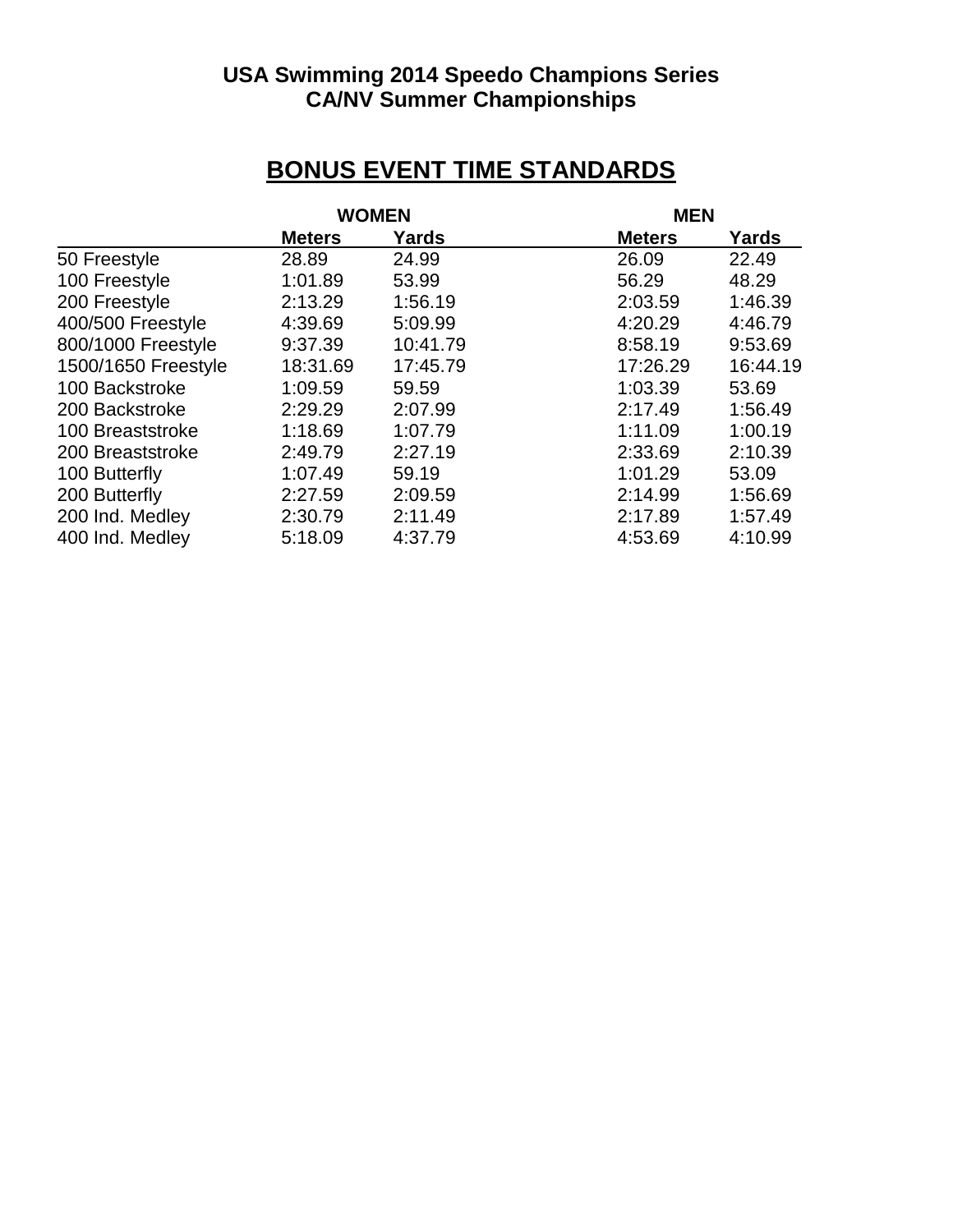## USA Swimming 2014 Speedo Champions Series
## CA/NV Summer Championships

# BONUS EVENT TIME STANDARDS

| | WOMEN | | MEN | |
|---|---|---|---|---|
| | **Meters** | **Yards** | **Meters** | **Yards** |
| 50 Freestyle | 28.89 | 24.99 | 26.09 | 22.49 |
| 100 Freestyle | 1:01.89 | 53.99 | 56.29 | 48.29 |
| 200 Freestyle | 2:13.29 | 1:56.19 | 2:03.59 | 1:46.39 |
| 400/500 Freestyle | 4:39.69 | 5:09.99 | 4:20.29 | 4:46.79 |
| 800/1000 Freestyle | 9:37.39 | 10:41.79 | 8:58.19 | 9:53.69 |
| 1500/1650 Freestyle | 18:31.69 | 17:45.79 | 17:26.29 | 16:44.19 |
| 100 Backstroke | 1:09.59 | 59.59 | 1:03.39 | 53.69 |
| 200 Backstroke | 2:29.29 | 2:07.99 | 2:17.49 | 1:56.49 |
| 100 Breaststroke | 1:18.69 | 1:07.79 | 1:11.09 | 1:00.19 |
| 200 Breaststroke | 2:49.79 | 2:27.19 | 2:33.69 | 2:10.39 |
| 100 Butterfly | 1:07.49 | 59.19 | 1:01.29 | 53.09 |
| 200 Butterfly | 2:27.59 | 2:09.59 | 2:14.99 | 1:56.69 |
| 200 Ind. Medley | 2:30.79 | 2:11.49 | 2:17.89 | 1:57.49 |
| 400 Ind. Medley | 5:18.09 | 4:37.79 | 4:53.69 | 4:10.99 |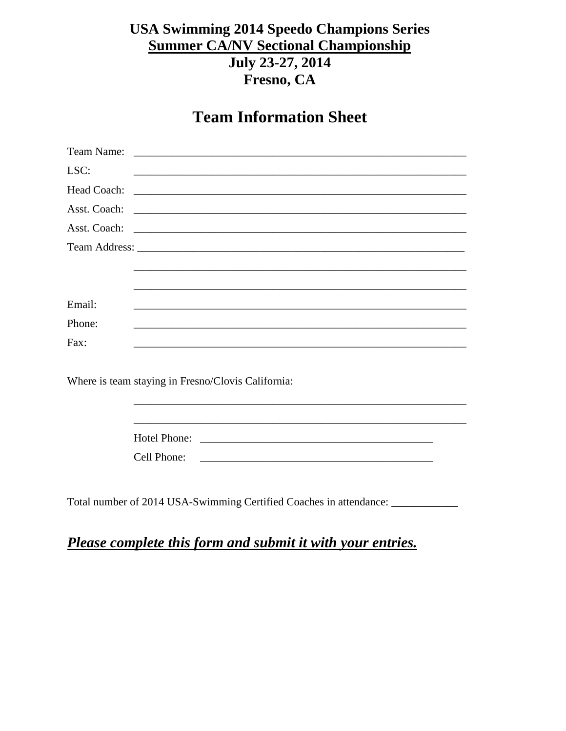**USA Swimming 2014 Speedo Champions Series**

**Summer CA/NV Sectional Championship**

**July 23-27, 2014**

**Fresno, CA**

# Team Information Sheet

Team Name: ______________________________________________________________

LSC: ______________________________________________________________

Head Coach: ______________________________________________________________

Asst. Coach: ______________________________________________________________

Asst. Coach: ______________________________________________________________

Team Address: ______________________________________________________________

______________________________________________________________

______________________________________________________________

Email: ______________________________________________________________

Phone: ______________________________________________________________

Fax: ______________________________________________________________

Where is team staying in Fresno/Clovis California:

______________________________________________________________

______________________________________________________________

Hotel Phone: ____________________________________________

Cell Phone: ____________________________________________

Total number of 2014 USA-Swimming Certified Coaches in attendance: ____________

***Please complete this form and submit it with your entries.***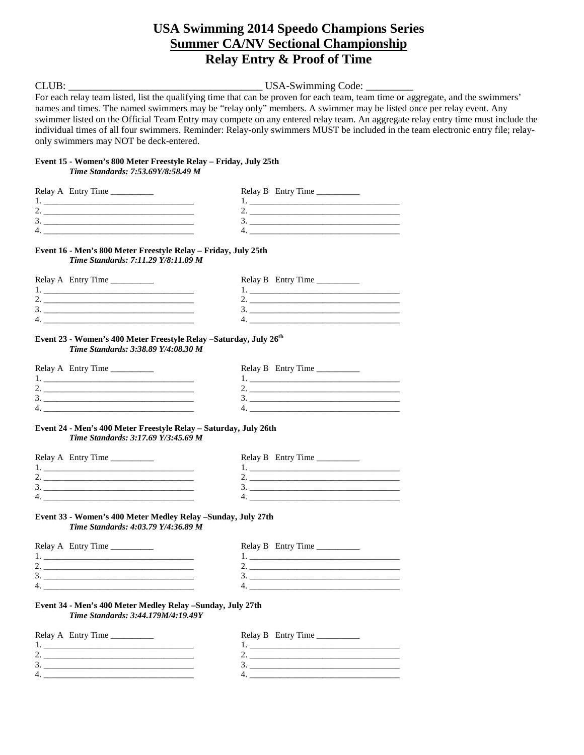# USA Swimming 2014 Speedo Champions Series

## Summer CA/NV Sectional Championship

## Relay Entry & Proof of Time

CLUB: ____________________________________ USA-Swimming Code: _________

For each relay team listed, list the qualifying time that can be proven for each team, team time or aggregate, and the swimmers' names and times. The named swimmers may be "relay only" members. A swimmer may be listed once per relay event. Any swimmer listed on the Official Team Entry may compete on any entered relay team. An aggregate relay entry time must include the individual times of all four swimmers. Reminder: Relay-only swimmers MUST be included in the team electronic entry file; relay-only swimmers may NOT be deck-entered.

**Event 15 - Women's 800 Meter Freestyle Relay – Friday, July 25th**
***Time Standards: 7:53.69Y/8:58.49 M***

| Relay A Entry Time __________ | Relay B Entry Time __________ |
|---|---|
| 1. ___________________________________ | 1. ___________________________________ |
| 2. ___________________________________ | 2. ___________________________________ |
| 3. ___________________________________ | 3. ___________________________________ |
| 4. ___________________________________ | 4. ___________________________________ |

**Event 16 - Men's 800 Meter Freestyle Relay – Friday, July 25th**
***Time Standards: 7:11.29 Y/8:11.09 M***

| Relay A Entry Time __________ | Relay B Entry Time __________ |
|---|---|
| 1. ___________________________________ | 1. ___________________________________ |
| 2. ___________________________________ | 2. ___________________________________ |
| 3. ___________________________________ | 3. ___________________________________ |
| 4. ___________________________________ | 4. ___________________________________ |

**Event 23 - Women's 400 Meter Freestyle Relay –Saturday, July 26th**
***Time Standards: 3:38.89 Y/4:08.30 M***

| Relay A Entry Time __________ | Relay B Entry Time __________ |
|---|---|
| 1. ___________________________________ | 1. ___________________________________ |
| 2. ___________________________________ | 2. ___________________________________ |
| 3. ___________________________________ | 3. ___________________________________ |
| 4. ___________________________________ | 4. ___________________________________ |

**Event 24 - Men's 400 Meter Freestyle Relay – Saturday, July 26th**
***Time Standards: 3:17.69 Y/3:45.69 M***

| Relay A Entry Time __________ | Relay B Entry Time __________ |
|---|---|
| 1. ___________________________________ | 1. ___________________________________ |
| 2. ___________________________________ | 2. ___________________________________ |
| 3. ___________________________________ | 3. ___________________________________ |
| 4. ___________________________________ | 4. ___________________________________ |

**Event 33 - Women's 400 Meter Medley Relay –Sunday, July 27th**
***Time Standards: 4:03.79 Y/4:36.89 M***

| Relay A Entry Time __________ | Relay B Entry Time __________ |
|---|---|
| 1. ___________________________________ | 1. ___________________________________ |
| 2. ___________________________________ | 2. ___________________________________ |
| 3. ___________________________________ | 3. ___________________________________ |
| 4. ___________________________________ | 4. ___________________________________ |

**Event 34 - Men's 400 Meter Medley Relay –Sunday, July 27th**
***Time Standards: 3:44.179M/4:19.49Y***

| Relay A Entry Time __________ | Relay B Entry Time __________ |
|---|---|
| 1. ___________________________________ | 1. ___________________________________ |
| 2. ___________________________________ | 2. ___________________________________ |
| 3. ___________________________________ | 3. ___________________________________ |
| 4. ___________________________________ | 4. ___________________________________ |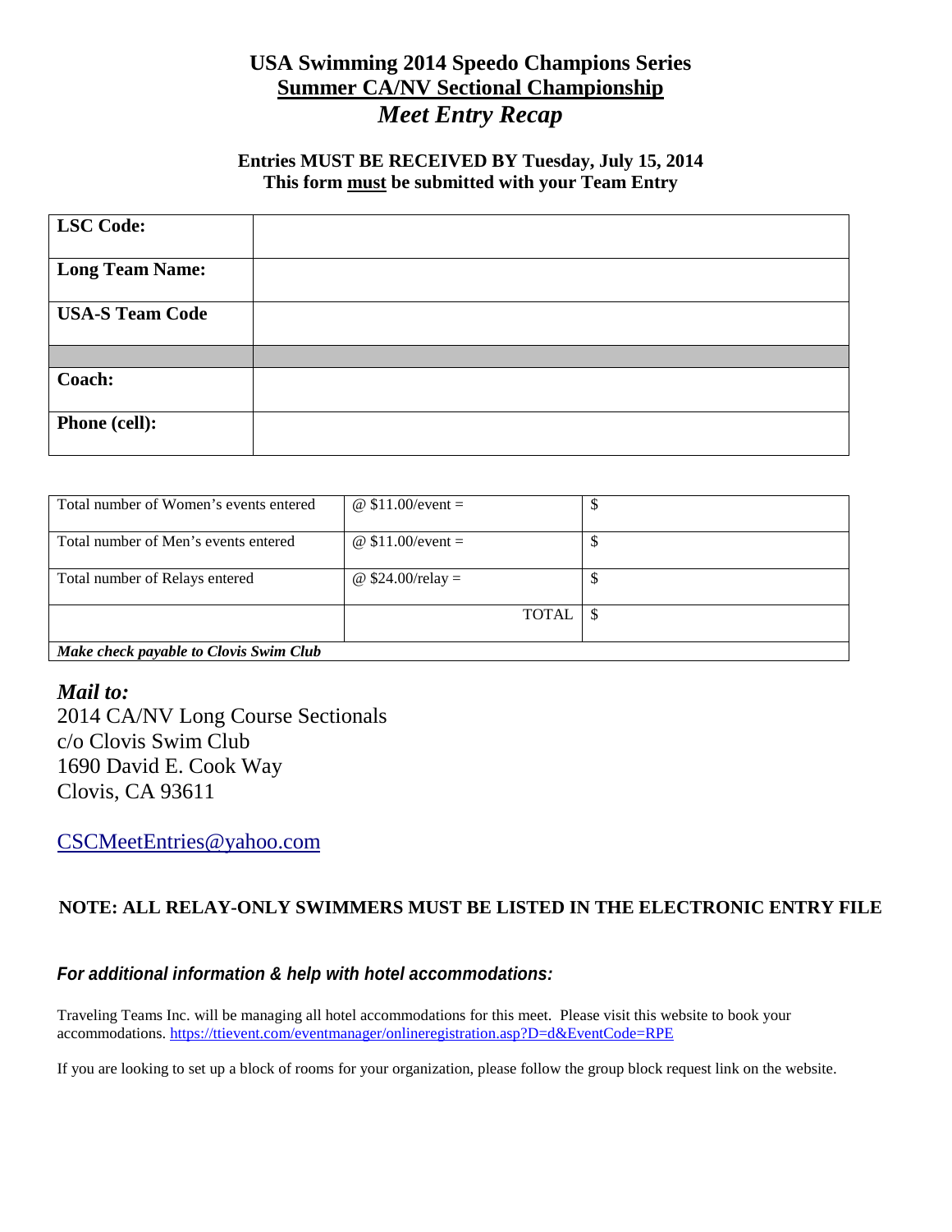# USA Swimming 2014 Speedo Champions Series

## Summer CA/NV Sectional Championship

## *Meet Entry Recap*

**Entries MUST BE RECEIVED BY Tuesday, July 15, 2014**
**This form must be submitted with your Team Entry**

| | |
|---|---|
| **LSC Code:** | |
| **Long Team Name:** | |
| **USA-S Team Code** | |
| | |
| **Coach:** | |
| **Phone (cell):** | |

| | | |
|---|---|---|
| Total number of Women's events entered | @ $11.00/event = | $ |
| Total number of Men's events entered | @ $11.00/event = | $ |
| Total number of Relays entered | @ $24.00/relay = | $ |
| | TOTAL | $ |
| ***Make check payable to Clovis Swim Club*** | | |

*Mail to:*
2014 CA/NV Long Course Sectionals
c/o Clovis Swim Club
1690 David E. Cook Way
Clovis, CA 93611

CSCMeetEntries@yahoo.com

**NOTE: ALL RELAY-ONLY SWIMMERS MUST BE LISTED IN THE ELECTRONIC ENTRY FILE**

***For additional information & help with hotel accommodations:***

Traveling Teams Inc. will be managing all hotel accommodations for this meet. Please visit this website to book your accommodations. https://ttievent.com/eventmanager/onlineregistration.asp?D=d&EventCode=RPE

If you are looking to set up a block of rooms for your organization, please follow the group block request link on the website.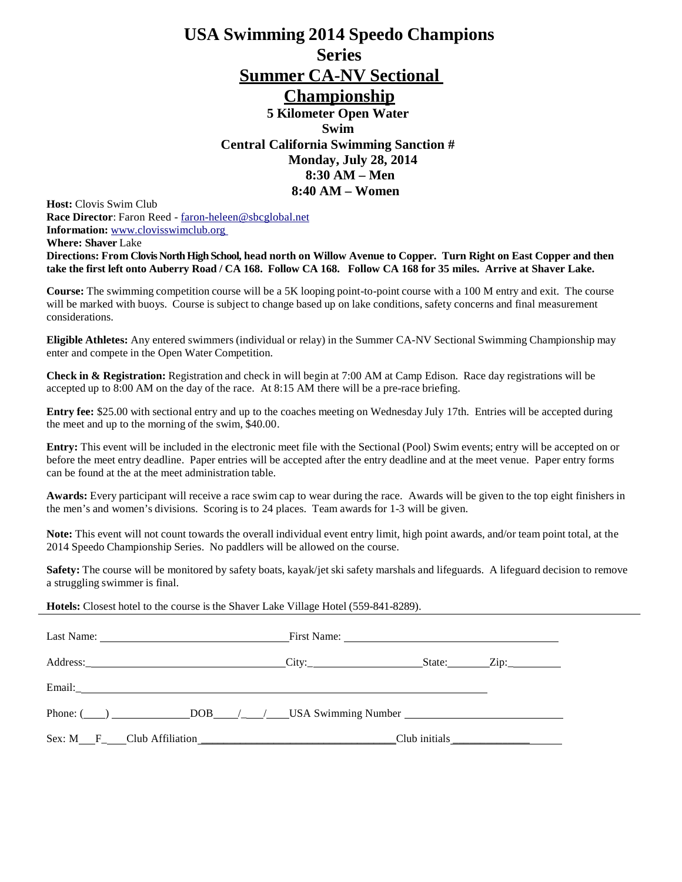# USA Swimming 2014 Speedo Champions Series

## Summer CA-NV Sectional Championship

**5 Kilometer Open Water Swim**

**Central California Swimming Sanction #**

**Monday, July 28, 2014**

**8:30 AM – Men**

**8:40 AM – Women**

**Host:** Clovis Swim Club
**Race Director**: Faron Reed - faron-heleen@sbcglobal.net
**Information:** www.clovisswimclub.org
**Where: Shaver** Lake
**Directions: From Clovis North High School, head north on Willow Avenue to Copper. Turn Right on East Copper and then take the first left onto Auberry Road / CA 168. Follow CA 168. Follow CA 168 for 35 miles. Arrive at Shaver Lake.**

**Course:** The swimming competition course will be a 5K looping point-to-point course with a 100 M entry and exit. The course will be marked with buoys. Course is subject to change based up on lake conditions, safety concerns and final measurement considerations.

**Eligible Athletes:** Any entered swimmers (individual or relay) in the Summer CA-NV Sectional Swimming Championship may enter and compete in the Open Water Competition.

**Check in & Registration:** Registration and check in will begin at 7:00 AM at Camp Edison. Race day registrations will be accepted up to 8:00 AM on the day of the race. At 8:15 AM there will be a pre-race briefing.

**Entry fee:** $25.00 with sectional entry and up to the coaches meeting on Wednesday July 17th. Entries will be accepted during the meet and up to the morning of the swim, $40.00.

**Entry:** This event will be included in the electronic meet file with the Sectional (Pool) Swim events; entry will be accepted on or before the meet entry deadline. Paper entries will be accepted after the entry deadline and at the meet venue. Paper entry forms can be found at the at the meet administration table.

**Awards:** Every participant will receive a race swim cap to wear during the race. Awards will be given to the top eight finishers in the men's and women's divisions. Scoring is to 24 places. Team awards for 1-3 will be given.

**Note:** This event will not count towards the overall individual event entry limit, high point awards, and/or team point total, at the 2014 Speedo Championship Series. No paddlers will be allowed on the course.

**Safety:** The course will be monitored by safety boats, kayak/jet ski safety marshals and lifeguards. A lifeguard decision to remove a struggling swimmer is final.

**Hotels:** Closest hotel to the course is the Shaver Lake Village Hotel (559-841-8289).

---

Last Name: ______________________________ First Name: ___________________________________

Address: ________________________________ City: __________________ State: ______ Zip: ________

Email: ______________________________________________________________________

Phone: (___) ____________ DOB ___/___/___ USA Swimming Number __________________________

Sex: M___F___ Club Affiliation ________________________________ Club initials ____________________